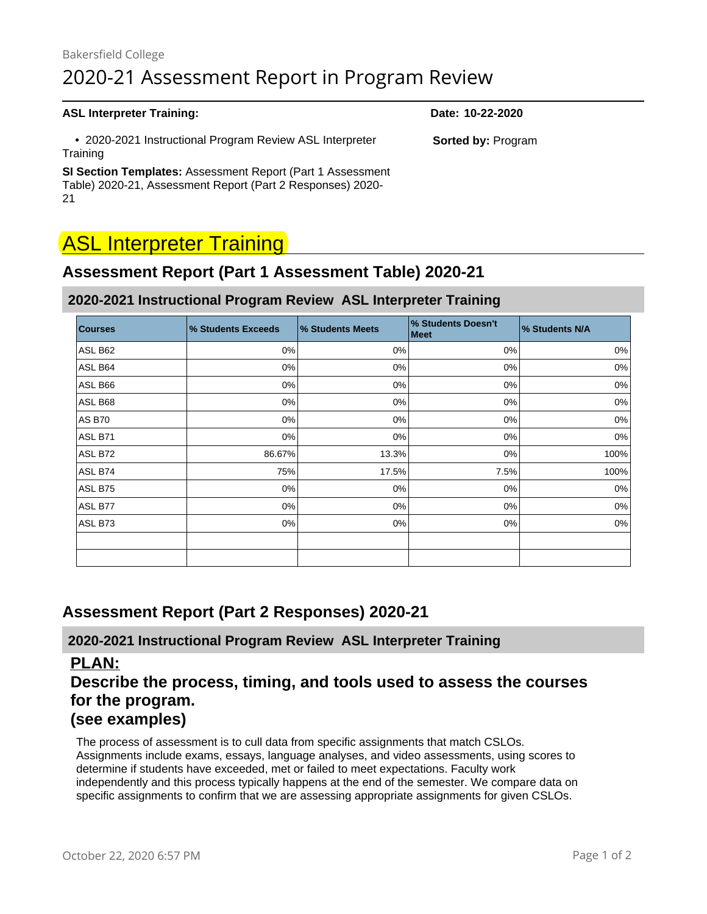Bakersfield College

# 2020-21 Assessment Report in Program Review

**ASL Interpreter Training:**

**Date: 10-22-2020**

- 2020-2021 Instructional Program Review ASL Interpreter Training

**Sorted by:** Program

**SI Section Templates:** Assessment Report (Part 1 Assessment Table) 2020-21, Assessment Report (Part 2 Responses) 2020-21

# ASL Interpreter Training

## Assessment Report (Part 1 Assessment Table) 2020-21

### 2020-2021 Instructional Program Review ASL Interpreter Training

| Courses | % Students Exceeds | % Students Meets | % Students Doesn't Meet | % Students N/A |
|---|---|---|---|---|
| ASL B62 | 0% | 0% | 0% | 0% |
| ASL B64 | 0% | 0% | 0% | 0% |
| ASL B66 | 0% | 0% | 0% | 0% |
| ASL B68 | 0% | 0% | 0% | 0% |
| AS B70 | 0% | 0% | 0% | 0% |
| ASL B71 | 0% | 0% | 0% | 0% |
| ASL B72 | 86.67% | 13.3% | 0% | 100% |
| ASL B74 | 75% | 17.5% | 7.5% | 100% |
| ASL B75 | 0% | 0% | 0% | 0% |
| ASL B77 | 0% | 0% | 0% | 0% |
| ASL B73 | 0% | 0% | 0% | 0% |
| | | | | |
| | | | | |

## Assessment Report (Part 2 Responses) 2020-21

### 2020-2021 Instructional Program Review ASL Interpreter Training

**PLAN:**

**Describe the process, timing, and tools used to assess the courses for the program.**
**(see examples)**

The process of assessment is to cull data from specific assignments that match CSLOs. Assignments include exams, essays, language analyses, and video assessments, using scores to determine if students have exceeded, met or failed to meet expectations. Faculty work independently and this process typically happens at the end of the semester. We compare data on specific assignments to confirm that we are assessing appropriate assignments for given CSLOs.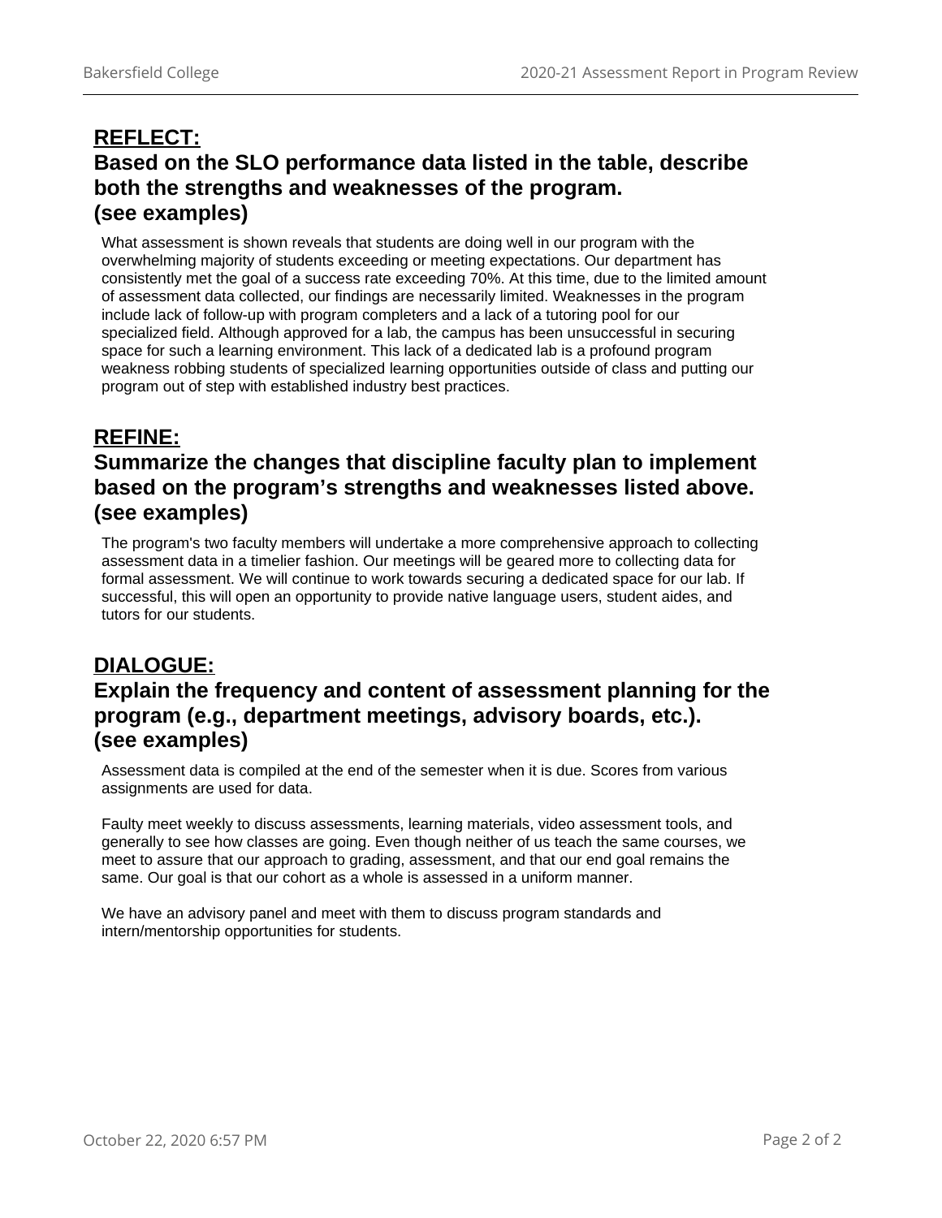## REFLECT:

## Based on the SLO performance data listed in the table, describe both the strengths and weaknesses of the program. (see examples)

What assessment is shown reveals that students are doing well in our program with the overwhelming majority of students exceeding or meeting expectations. Our department has consistently met the goal of a success rate exceeding 70%. At this time, due to the limited amount of assessment data collected, our findings are necessarily limited. Weaknesses in the program include lack of follow-up with program completers and a lack of a tutoring pool for our specialized field. Although approved for a lab, the campus has been unsuccessful in securing space for such a learning environment. This lack of a dedicated lab is a profound program weakness robbing students of specialized learning opportunities outside of class and putting our program out of step with established industry best practices.

## REFINE:

## Summarize the changes that discipline faculty plan to implement based on the program's strengths and weaknesses listed above. (see examples)

The program's two faculty members will undertake a more comprehensive approach to collecting assessment data in a timelier fashion. Our meetings will be geared more to collecting data for formal assessment. We will continue to work towards securing a dedicated space for our lab. If successful, this will open an opportunity to provide native language users, student aides, and tutors for our students.

## DIALOGUE:

## Explain the frequency and content of assessment planning for the program (e.g., department meetings, advisory boards, etc.). (see examples)

Assessment data is compiled at the end of the semester when it is due. Scores from various assignments are used for data.

Faulty meet weekly to discuss assessments, learning materials, video assessment tools, and generally to see how classes are going. Even though neither of us teach the same courses, we meet to assure that our approach to grading, assessment, and that our end goal remains the same. Our goal is that our cohort as a whole is assessed in a uniform manner.

We have an advisory panel and meet with them to discuss program standards and intern/mentorship opportunities for students.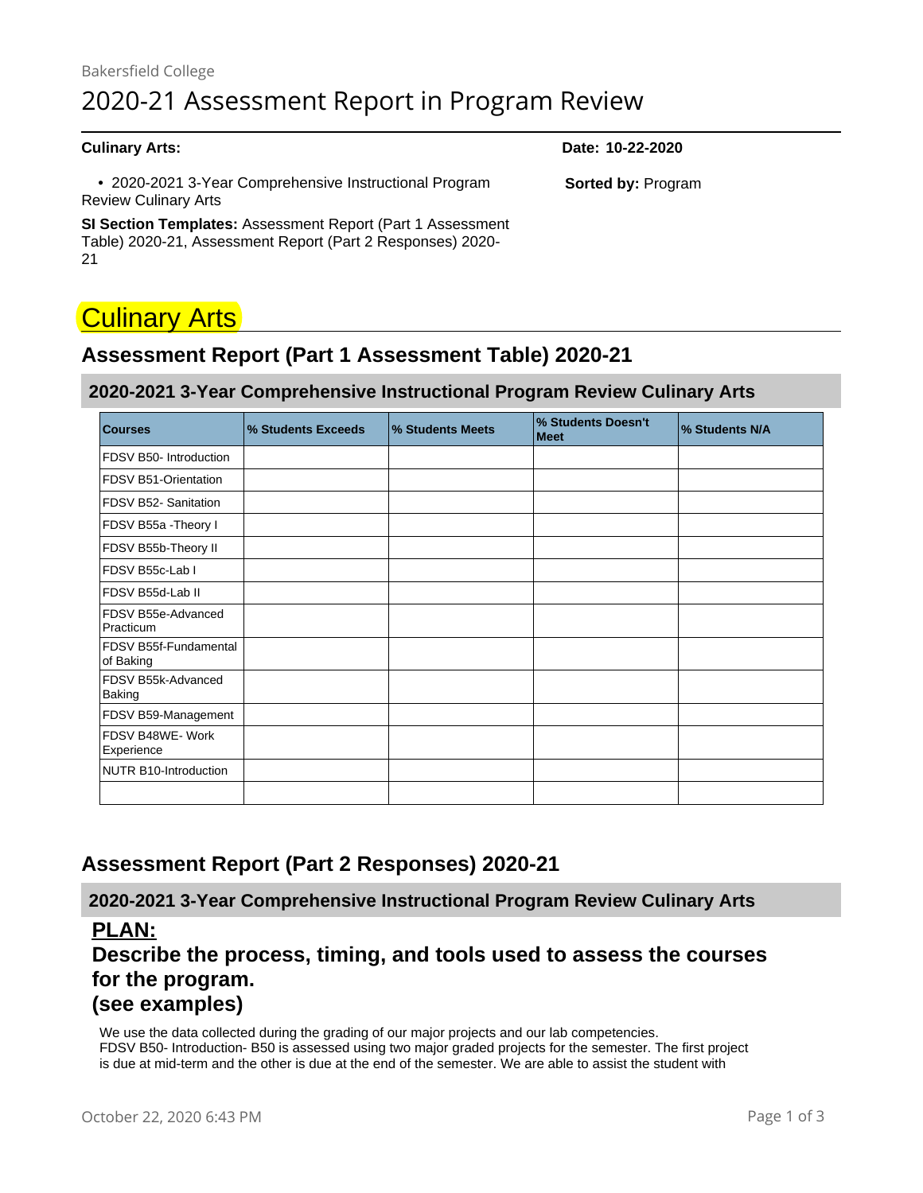Bakersfield College

# 2020-21 Assessment Report in Program Review

**Culinary Arts:**

**Date: 10-22-2020**

- 2020-2021 3-Year Comprehensive Instructional Program Review Culinary Arts

**Sorted by:** Program

**SI Section Templates:** Assessment Report (Part 1 Assessment Table) 2020-21, Assessment Report (Part 2 Responses) 2020-21

# Culinary Arts

## Assessment Report (Part 1 Assessment Table) 2020-21

### 2020-2021 3-Year Comprehensive Instructional Program Review Culinary Arts

| Courses | % Students Exceeds | % Students Meets | % Students Doesn't Meet | % Students N/A |
|---|---|---|---|---|
| FDSV B50- Introduction | | | | |
| FDSV B51-Orientation | | | | |
| FDSV B52- Sanitation | | | | |
| FDSV B55a -Theory I | | | | |
| FDSV B55b-Theory II | | | | |
| FDSV B55c-Lab I | | | | |
| FDSV B55d-Lab II | | | | |
| FDSV B55e-Advanced Practicum | | | | |
| FDSV B55f-Fundamental of Baking | | | | |
| FDSV B55k-Advanced Baking | | | | |
| FDSV B59-Management | | | | |
| FDSV B48WE- Work Experience | | | | |
| NUTR B10-Introduction | | | | |
| | | | | |

## Assessment Report (Part 2 Responses) 2020-21

### 2020-2021 3-Year Comprehensive Instructional Program Review Culinary Arts

**PLAN:**

**Describe the process, timing, and tools used to assess the courses for the program.**

**(see examples)**

We use the data collected during the grading of our major projects and our lab competencies.
FDSV B50- Introduction- B50 is assessed using two major graded projects for the semester. The first project is due at mid-term and the other is due at the end of the semester. We are able to assist the student with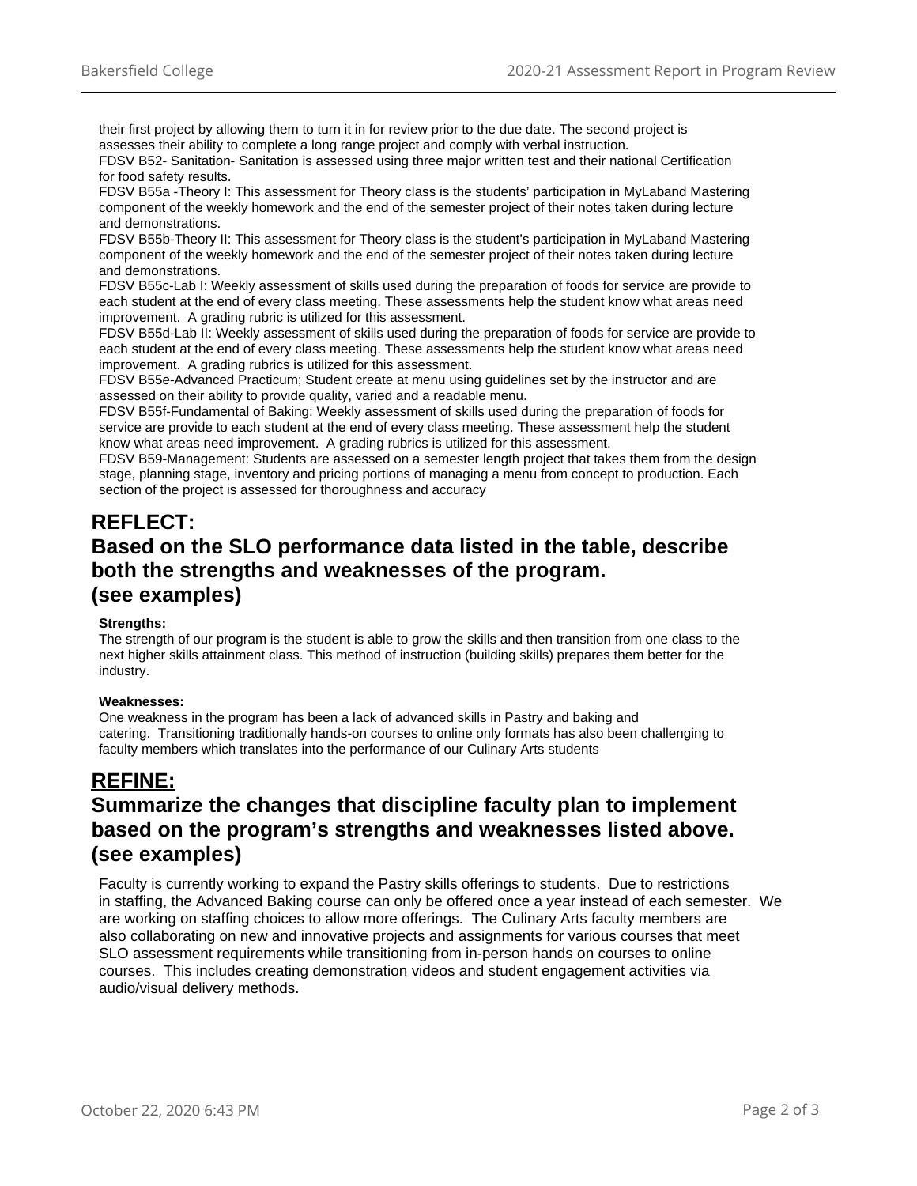their first project by allowing them to turn it in for review prior to the due date. The second project is assesses their ability to complete a long range project and comply with verbal instruction.

FDSV B52- Sanitation- Sanitation is assessed using three major written test and their national Certification for food safety results.

FDSV B55a -Theory I: This assessment for Theory class is the students' participation in MyLaband Mastering component of the weekly homework and the end of the semester project of their notes taken during lecture and demonstrations.

FDSV B55b-Theory II: This assessment for Theory class is the student's participation in MyLaband Mastering component of the weekly homework and the end of the semester project of their notes taken during lecture and demonstrations.

FDSV B55c-Lab I: Weekly assessment of skills used during the preparation of foods for service are provide to each student at the end of every class meeting. These assessments help the student know what areas need improvement. A grading rubric is utilized for this assessment.

FDSV B55d-Lab II: Weekly assessment of skills used during the preparation of foods for service are provide to each student at the end of every class meeting. These assessments help the student know what areas need improvement. A grading rubrics is utilized for this assessment.

FDSV B55e-Advanced Practicum; Student create at menu using guidelines set by the instructor and are assessed on their ability to provide quality, varied and a readable menu.

FDSV B55f-Fundamental of Baking: Weekly assessment of skills used during the preparation of foods for service are provide to each student at the end of every class meeting. These assessment help the student know what areas need improvement. A grading rubrics is utilized for this assessment.

FDSV B59-Management: Students are assessed on a semester length project that takes them from the design stage, planning stage, inventory and pricing portions of managing a menu from concept to production. Each section of the project is assessed for thoroughness and accuracy

## REFLECT:
## Based on the SLO performance data listed in the table, describe both the strengths and weaknesses of the program. (see examples)

**Strengths:**

The strength of our program is the student is able to grow the skills and then transition from one class to the next higher skills attainment class. This method of instruction (building skills) prepares them better for the industry.

**Weaknesses:**

One weakness in the program has been a lack of advanced skills in Pastry and baking and catering. Transitioning traditionally hands-on courses to online only formats has also been challenging to faculty members which translates into the performance of our Culinary Arts students

## REFINE:
## Summarize the changes that discipline faculty plan to implement based on the program's strengths and weaknesses listed above. (see examples)

Faculty is currently working to expand the Pastry skills offerings to students. Due to restrictions in staffing, the Advanced Baking course can only be offered once a year instead of each semester. We are working on staffing choices to allow more offerings. The Culinary Arts faculty members are also collaborating on new and innovative projects and assignments for various courses that meet SLO assessment requirements while transitioning from in-person hands on courses to online courses. This includes creating demonstration videos and student engagement activities via audio/visual delivery methods.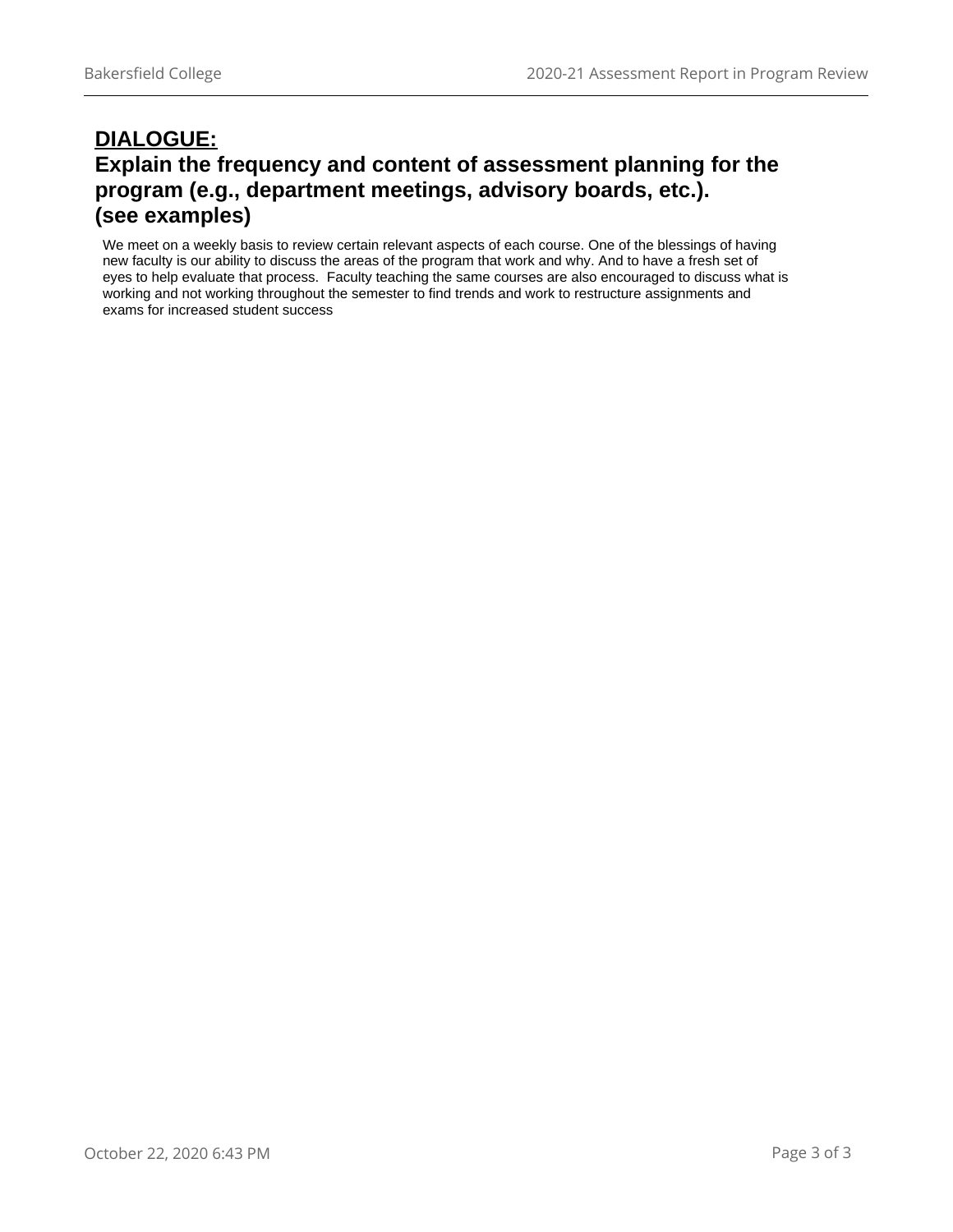## DIALOGUE:

## Explain the frequency and content of assessment planning for the program (e.g., department meetings, advisory boards, etc.). (see examples)

We meet on a weekly basis to review certain relevant aspects of each course. One of the blessings of having new faculty is our ability to discuss the areas of the program that work and why. And to have a fresh set of eyes to help evaluate that process. Faculty teaching the same courses are also encouraged to discuss what is working and not working throughout the semester to find trends and work to restructure assignments and exams for increased student success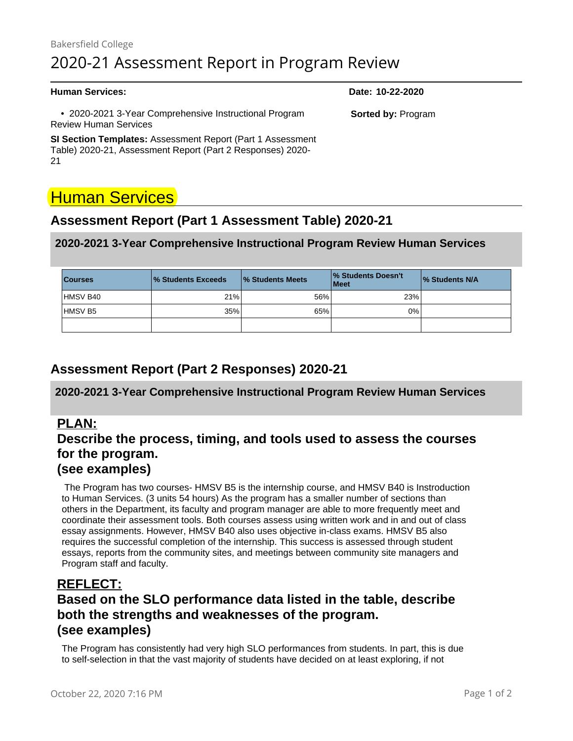Bakersfield College

# 2020-21 Assessment Report in Program Review

**Human Services:**

**Date: 10-22-2020**

- 2020-2021 3-Year Comprehensive Instructional Program Review Human Services

**Sorted by:** Program

**SI Section Templates:** Assessment Report (Part 1 Assessment Table) 2020-21, Assessment Report (Part 2 Responses) 2020-21

# Human Services

## Assessment Report (Part 1 Assessment Table) 2020-21

### 2020-2021 3-Year Comprehensive Instructional Program Review Human Services

| Courses | % Students Exceeds | % Students Meets | % Students Doesn't Meet | % Students N/A |
|---|---|---|---|---|
| HMSV B40 | 21% | 56% | 23% | |
| HMSV B5 | 35% | 65% | 0% | |
| | | | | |

## Assessment Report (Part 2 Responses) 2020-21

### 2020-2021 3-Year Comprehensive Instructional Program Review Human Services

#### PLAN:
#### Describe the process, timing, and tools used to assess the courses for the program. (see examples)

The Program has two courses- HMSV B5 is the internship course, and HMSV B40 is Instroduction to Human Services. (3 units 54 hours) As the program has a smaller number of sections than others in the Department, its faculty and program manager are able to more frequently meet and coordinate their assessment tools. Both courses assess using written work and in and out of class essay assignments. However, HMSV B40 also uses objective in-class exams. HMSV B5 also requires the successful completion of the internship. This success is assessed through student essays, reports from the community sites, and meetings between community site managers and Program staff and faculty.

#### REFLECT:
#### Based on the SLO performance data listed in the table, describe both the strengths and weaknesses of the program. (see examples)

The Program has consistently had very high SLO performances from students. In part, this is due to self-selection in that the vast majority of students have decided on at least exploring, if not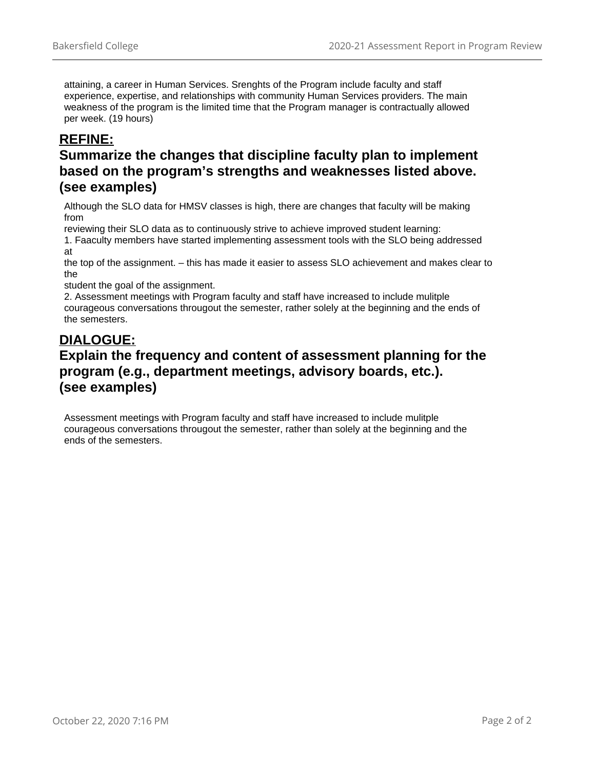attaining, a career in Human Services. Srenghts of the Program include faculty and staff experience, expertise, and relationships with community Human Services providers. The main weakness of the program is the limited time that the Program manager is contractually allowed per week. (19 hours)

## REFINE:
## Summarize the changes that discipline faculty plan to implement based on the program's strengths and weaknesses listed above. (see examples)

Although the SLO data for HMSV classes is high, there are changes that faculty will be making from
reviewing their SLO data as to continuously strive to achieve improved student learning:
1. Faaculty members have started implementing assessment tools with the SLO being addressed at
the top of the assignment. – this has made it easier to assess SLO achievement and makes clear to the
student the goal of the assignment.
2. Assessment meetings with Program faculty and staff have increased to include mulitple courageous conversations througout the semester, rather solely at the beginning and the ends of the semesters.

## DIALOGUE:
## Explain the frequency and content of assessment planning for the program (e.g., department meetings, advisory boards, etc.). (see examples)

Assessment meetings with Program faculty and staff have increased to include mulitple courageous conversations througout the semester, rather than solely at the beginning and the ends of the semesters.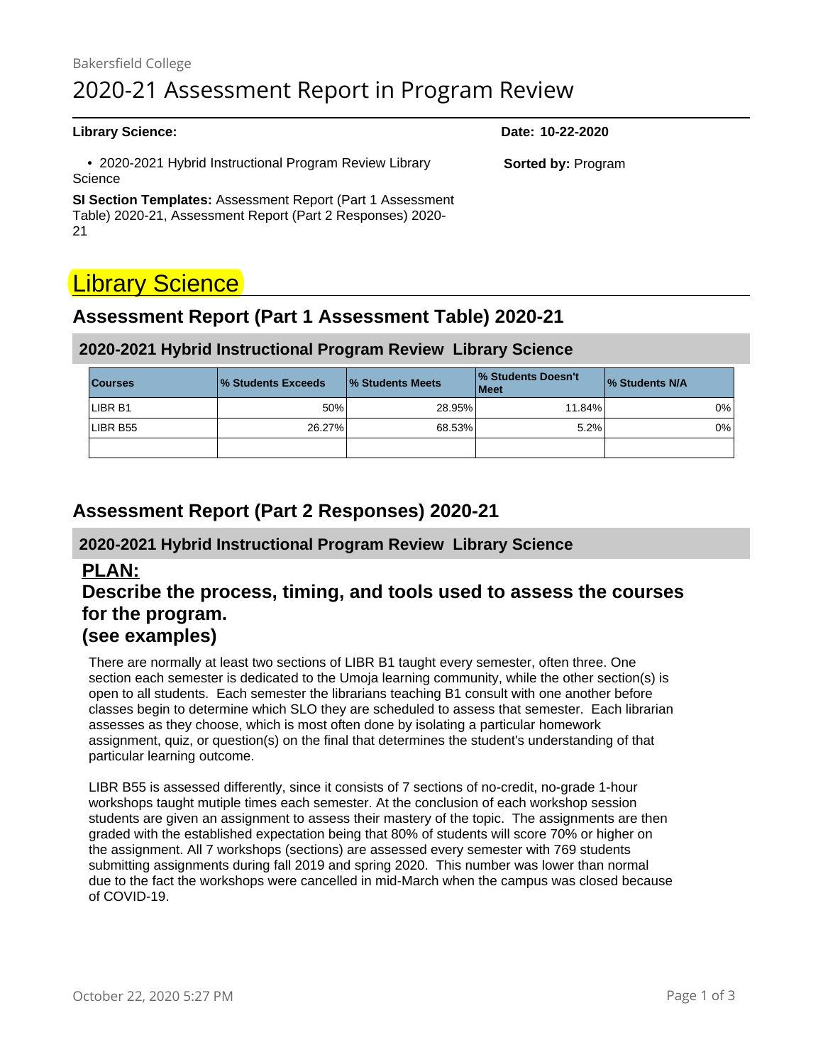Bakersfield College

# 2020-21 Assessment Report in Program Review

**Library Science:** **Date: 10-22-2020**

- 2020-2021 Hybrid Instructional Program Review Library Science

**Sorted by:** Program

**SI Section Templates:** Assessment Report (Part 1 Assessment Table) 2020-21, Assessment Report (Part 2 Responses) 2020-21

# Library Science

## Assessment Report (Part 1 Assessment Table) 2020-21

### 2020-2021 Hybrid Instructional Program Review Library Science

| Courses | % Students Exceeds | % Students Meets | % Students Doesn't Meet | % Students N/A |
|---|---|---|---|---|
| LIBR B1 | 50% | 28.95% | 11.84% | 0% |
| LIBR B55 | 26.27% | 68.53% | 5.2% | 0% |
| | | | | |

## Assessment Report (Part 2 Responses) 2020-21

### 2020-2021 Hybrid Instructional Program Review Library Science

### PLAN:
### Describe the process, timing, and tools used to assess the courses for the program.
### (see examples)

There are normally at least two sections of LIBR B1 taught every semester, often three. One section each semester is dedicated to the Umoja learning community, while the other section(s) is open to all students. Each semester the librarians teaching B1 consult with one another before classes begin to determine which SLO they are scheduled to assess that semester. Each librarian assesses as they choose, which is most often done by isolating a particular homework assignment, quiz, or question(s) on the final that determines the student's understanding of that particular learning outcome.

LIBR B55 is assessed differently, since it consists of 7 sections of no-credit, no-grade 1-hour workshops taught mutiple times each semester. At the conclusion of each workshop session students are given an assignment to assess their mastery of the topic. The assignments are then graded with the established expectation being that 80% of students will score 70% or higher on the assignment. All 7 workshops (sections) are assessed every semester with 769 students submitting assignments during fall 2019 and spring 2020. This number was lower than normal due to the fact the workshops were cancelled in mid-March when the campus was closed because of COVID-19.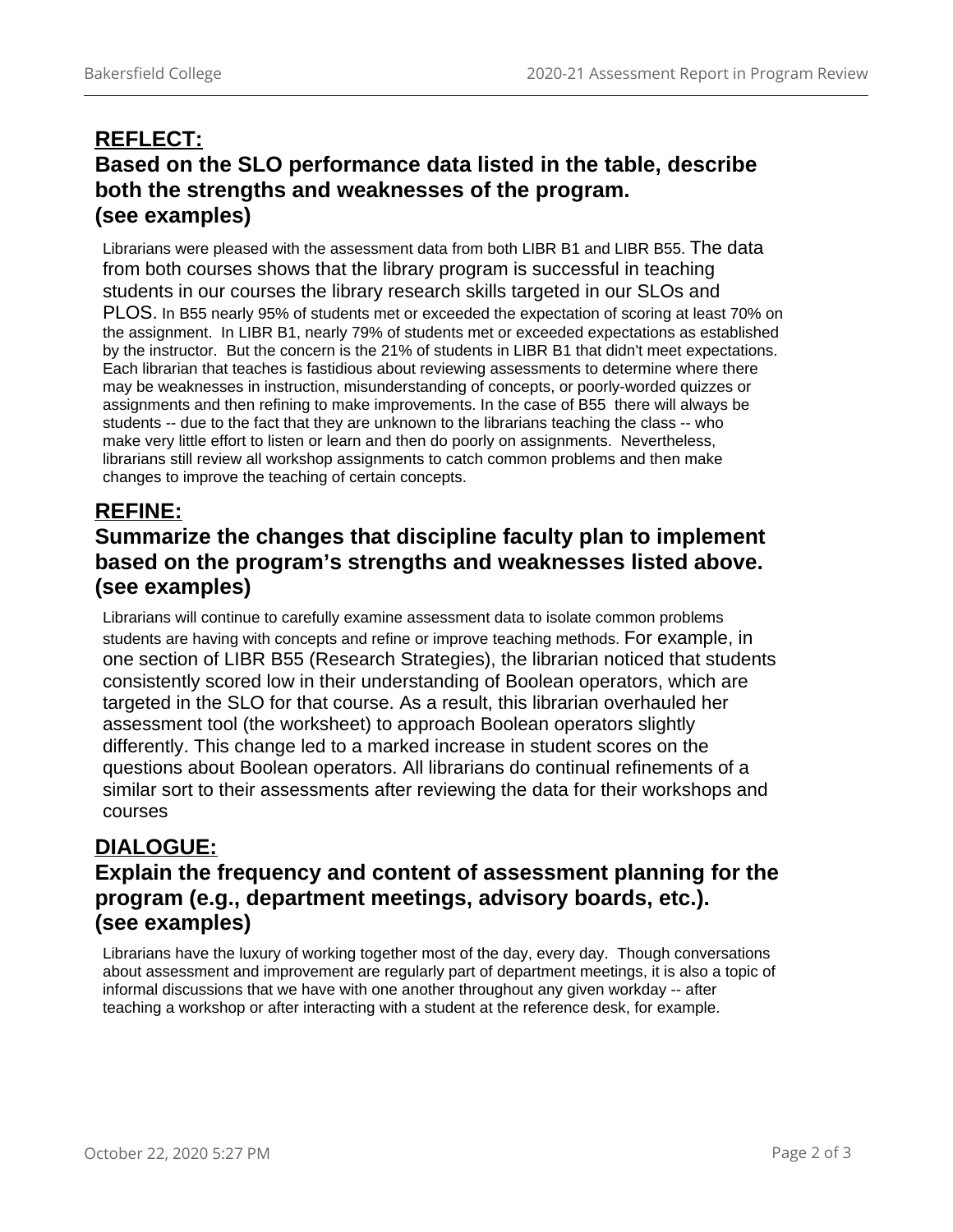## REFLECT:
## Based on the SLO performance data listed in the table, describe both the strengths and weaknesses of the program. (see examples)

Librarians were pleased with the assessment data from both LIBR B1 and LIBR B55. The data from both courses shows that the library program is successful in teaching students in our courses the library research skills targeted in our SLOs and PLOS. In B55 nearly 95% of students met or exceeded the expectation of scoring at least 70% on the assignment. In LIBR B1, nearly 79% of students met or exceeded expectations as established by the instructor. But the concern is the 21% of students in LIBR B1 that didn't meet expectations. Each librarian that teaches is fastidious about reviewing assessments to determine where there may be weaknesses in instruction, misunderstanding of concepts, or poorly-worded quizzes or assignments and then refining to make improvements. In the case of B55 there will always be students -- due to the fact that they are unknown to the librarians teaching the class -- who make very little effort to listen or learn and then do poorly on assignments. Nevertheless, librarians still review all workshop assignments to catch common problems and then make changes to improve the teaching of certain concepts.

## REFINE:
## Summarize the changes that discipline faculty plan to implement based on the program's strengths and weaknesses listed above. (see examples)

Librarians will continue to carefully examine assessment data to isolate common problems students are having with concepts and refine or improve teaching methods. For example, in one section of LIBR B55 (Research Strategies), the librarian noticed that students consistently scored low in their understanding of Boolean operators, which are targeted in the SLO for that course. As a result, this librarian overhauled her assessment tool (the worksheet) to approach Boolean operators slightly differently. This change led to a marked increase in student scores on the questions about Boolean operators. All librarians do continual refinements of a similar sort to their assessments after reviewing the data for their workshops and courses

## DIALOGUE:
## Explain the frequency and content of assessment planning for the program (e.g., department meetings, advisory boards, etc.). (see examples)

Librarians have the luxury of working together most of the day, every day. Though conversations about assessment and improvement are regularly part of department meetings, it is also a topic of informal discussions that we have with one another throughout any given workday -- after teaching a workshop or after interacting with a student at the reference desk, for example.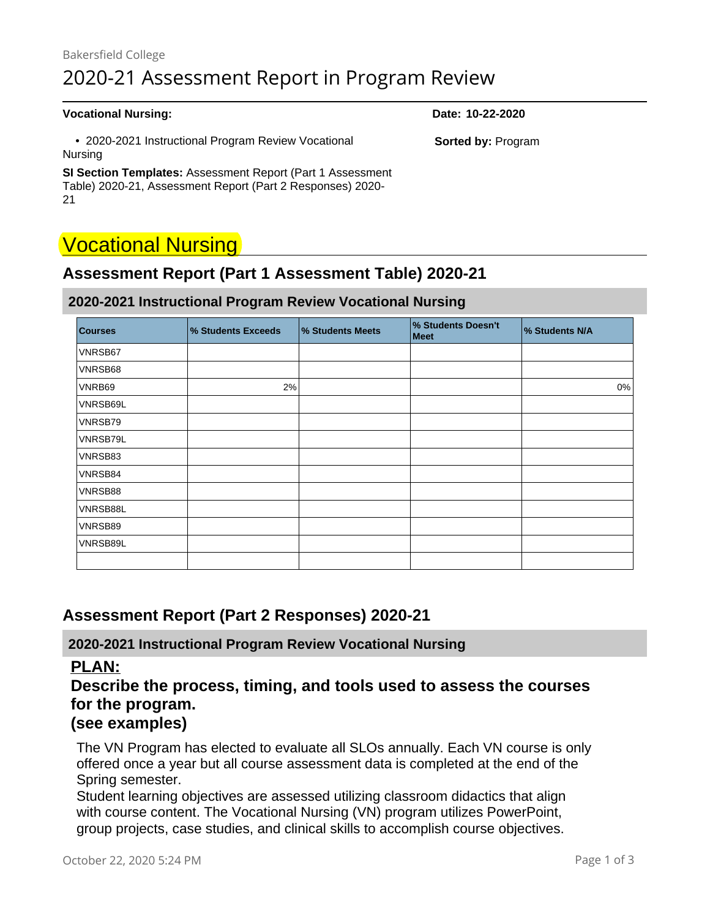Bakersfield College

# 2020-21 Assessment Report in Program Review

**Vocational Nursing:**

**Date: 10-22-2020**

- 2020-2021 Instructional Program Review Vocational Nursing

**Sorted by:** Program

**SI Section Templates:** Assessment Report (Part 1 Assessment Table) 2020-21, Assessment Report (Part 2 Responses) 2020-21

# Vocational Nursing

## Assessment Report (Part 1 Assessment Table) 2020-21

### 2020-2021 Instructional Program Review Vocational Nursing

| Courses | % Students Exceeds | % Students Meets | % Students Doesn't Meet | % Students N/A |
|---|---|---|---|---|
| VNRSB67 | | | | |
| VNRSB68 | | | | |
| VNRB69 | 2% | | | 0% |
| VNRSB69L | | | | |
| VNRSB79 | | | | |
| VNRSB79L | | | | |
| VNRSB83 | | | | |
| VNRSB84 | | | | |
| VNRSB88 | | | | |
| VNRSB88L | | | | |
| VNRSB89 | | | | |
| VNRSB89L | | | | |
| | | | | |

## Assessment Report (Part 2 Responses) 2020-21

### 2020-2021 Instructional Program Review Vocational Nursing

**PLAN:**

**Describe the process, timing, and tools used to assess the courses for the program.**
**(see examples)**

The VN Program has elected to evaluate all SLOs annually. Each VN course is only offered once a year but all course assessment data is completed at the end of the Spring semester.
Student learning objectives are assessed utilizing classroom didactics that align with course content. The Vocational Nursing (VN) program utilizes PowerPoint, group projects, case studies, and clinical skills to accomplish course objectives.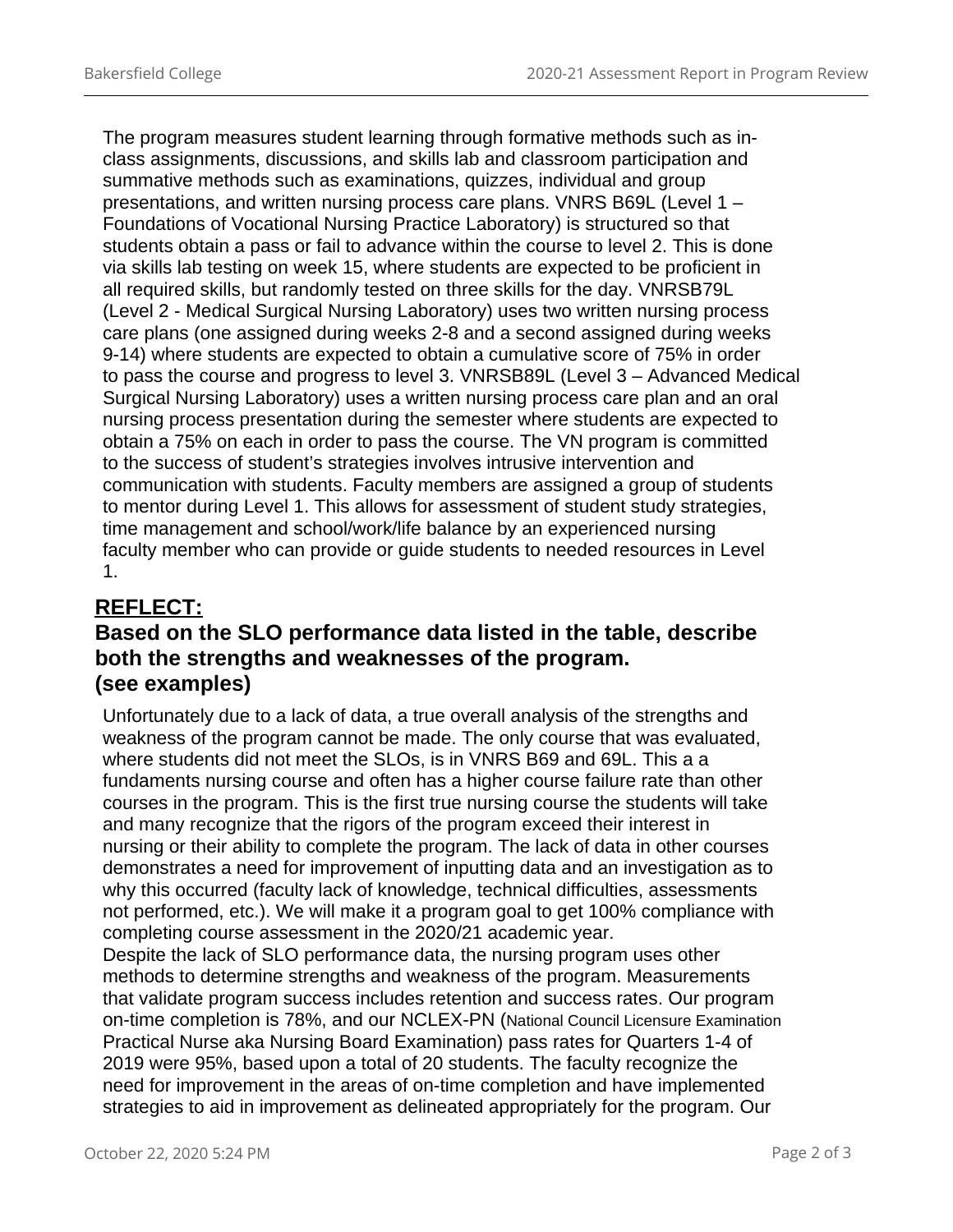The program measures student learning through formative methods such as in-class assignments, discussions, and skills lab and classroom participation and summative methods such as examinations, quizzes, individual and group presentations, and written nursing process care plans. VNRS B69L (Level 1 – Foundations of Vocational Nursing Practice Laboratory) is structured so that students obtain a pass or fail to advance within the course to level 2. This is done via skills lab testing on week 15, where students are expected to be proficient in all required skills, but randomly tested on three skills for the day. VNRSB79L (Level 2 - Medical Surgical Nursing Laboratory) uses two written nursing process care plans (one assigned during weeks 2-8 and a second assigned during weeks 9-14) where students are expected to obtain a cumulative score of 75% in order to pass the course and progress to level 3. VNRSB89L (Level 3 – Advanced Medical Surgical Nursing Laboratory) uses a written nursing process care plan and an oral nursing process presentation during the semester where students are expected to obtain a 75% on each in order to pass the course. The VN program is committed to the success of student's strategies involves intrusive intervention and communication with students. Faculty members are assigned a group of students to mentor during Level 1. This allows for assessment of student study strategies, time management and school/work/life balance by an experienced nursing faculty member who can provide or guide students to needed resources in Level 1.

## <u>REFLECT:</u>

## Based on the SLO performance data listed in the table, describe both the strengths and weaknesses of the program. (see examples)

Unfortunately due to a lack of data, a true overall analysis of the strengths and weakness of the program cannot be made. The only course that was evaluated, where students did not meet the SLOs, is in VNRS B69 and 69L. This a a fundaments nursing course and often has a higher course failure rate than other courses in the program. This is the first true nursing course the students will take and many recognize that the rigors of the program exceed their interest in nursing or their ability to complete the program. The lack of data in other courses demonstrates a need for improvement of inputting data and an investigation as to why this occurred (faculty lack of knowledge, technical difficulties, assessments not performed, etc.). We will make it a program goal to get 100% compliance with completing course assessment in the 2020/21 academic year.

Despite the lack of SLO performance data, the nursing program uses other methods to determine strengths and weakness of the program. Measurements that validate program success includes retention and success rates. Our program on-time completion is 78%, and our NCLEX-PN (National Council Licensure Examination Practical Nurse aka Nursing Board Examination) pass rates for Quarters 1-4 of 2019 were 95%, based upon a total of 20 students. The faculty recognize the need for improvement in the areas of on-time completion and have implemented strategies to aid in improvement as delineated appropriately for the program. Our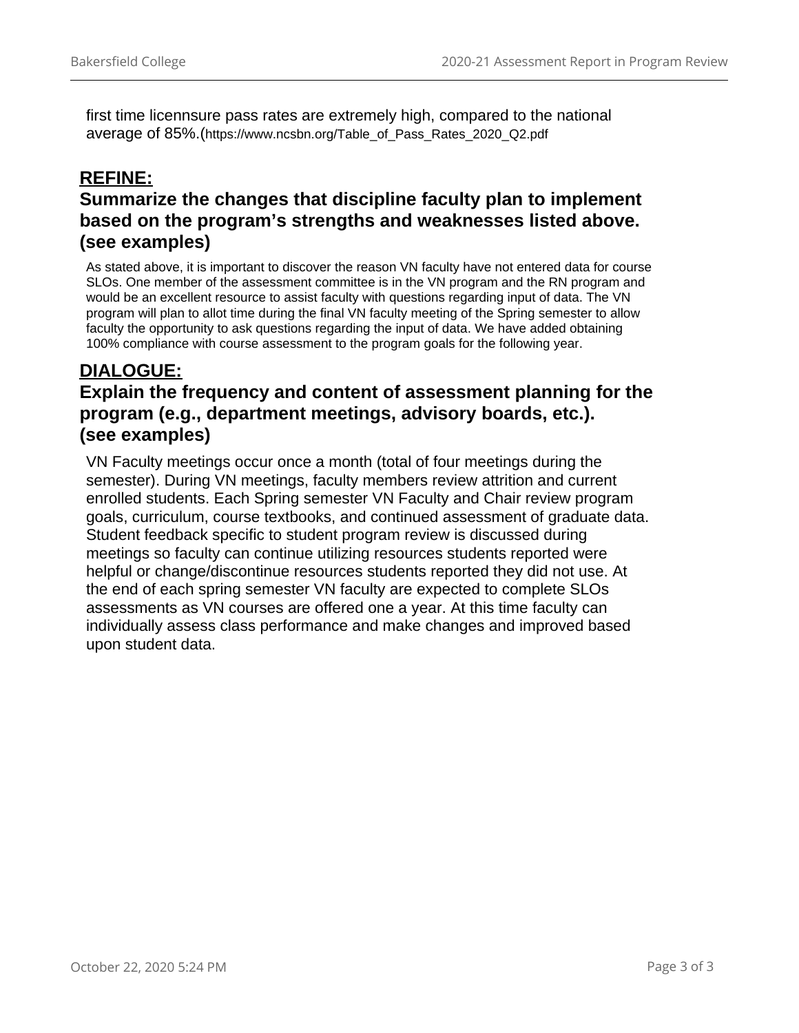first time licennsure pass rates are extremely high, compared to the national average of 85%.(https://www.ncsbn.org/Table_of_Pass_Rates_2020_Q2.pdf

## **REFINE:**
## Summarize the changes that discipline faculty plan to implement based on the program's strengths and weaknesses listed above. (see examples)

As stated above, it is important to discover the reason VN faculty have not entered data for course SLOs. One member of the assessment committee is in the VN program and the RN program and would be an excellent resource to assist faculty with questions regarding input of data. The VN program will plan to allot time during the final VN faculty meeting of the Spring semester to allow faculty the opportunity to ask questions regarding the input of data. We have added obtaining 100% compliance with course assessment to the program goals for the following year.

## **DIALOGUE:**
## Explain the frequency and content of assessment planning for the program (e.g., department meetings, advisory boards, etc.). (see examples)

VN Faculty meetings occur once a month (total of four meetings during the semester). During VN meetings, faculty members review attrition and current enrolled students. Each Spring semester VN Faculty and Chair review program goals, curriculum, course textbooks, and continued assessment of graduate data. Student feedback specific to student program review is discussed during meetings so faculty can continue utilizing resources students reported were helpful or change/discontinue resources students reported they did not use. At the end of each spring semester VN faculty are expected to complete SLOs assessments as VN courses are offered one a year. At this time faculty can individually assess class performance and make changes and improved based upon student data.